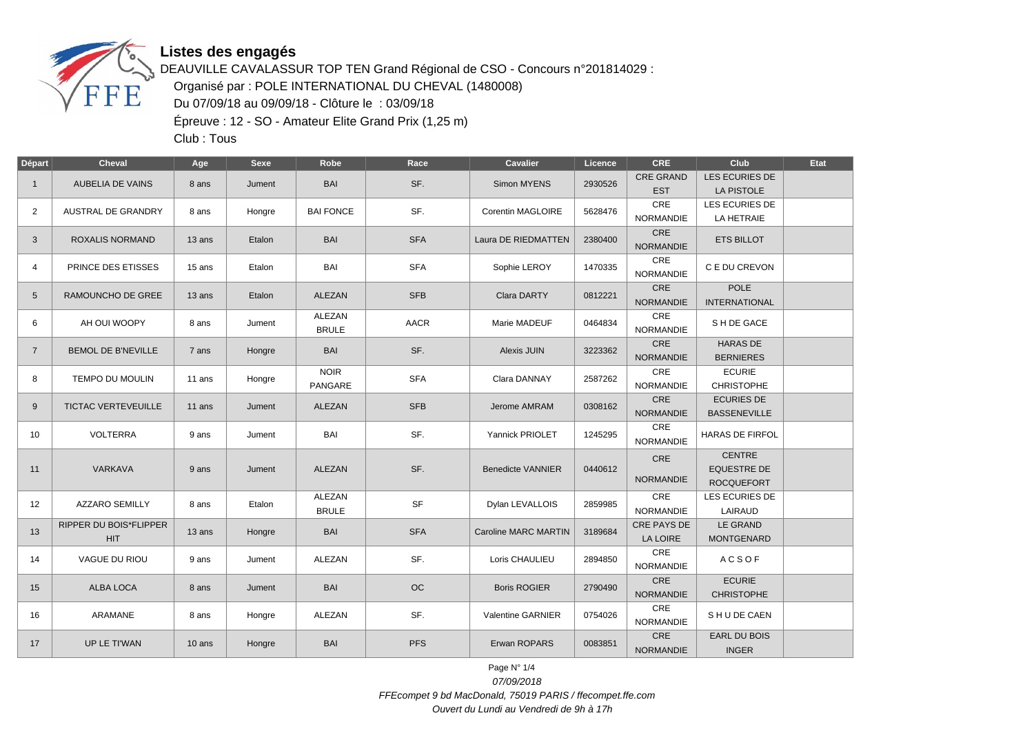# Listes des engagés

DEAUVILLE CAVALASSUR TOP TEN Grand Régional de CSO - Concours n°201814029 :

Organisé par : POLE INTERNATIONAL DU CHEVAL (1480008)

Du 07/09/18 au 09/09/18 - Clôture le : 03/09/18

Épreuve : 12 - SO - Amateur Elite Grand Prix (1,25 m)

Club : Tous

| Départ | Cheval | Age | Sexe | Robe | Race | Cavalier | Licence | CRE | Club | Etat |
|---|---|---|---|---|---|---|---|---|---|---|
| 1 | AUBELIA DE VAINS | 8 ans | Jument | BAI | SF. | Simon MYENS | 2930526 | CRE GRAND EST | LES ECURIES DE LA PISTOLE | |
| 2 | AUSTRAL DE GRANDRY | 8 ans | Hongre | BAI FONCE | SF. | Corentin MAGLOIRE | 5628476 | CRE NORMANDIE | LES ECURIES DE LA HETRAIE | |
| 3 | ROXALIS NORMAND | 13 ans | Etalon | BAI | SFA | Laura DE RIEDMATTEN | 2380400 | CRE NORMANDIE | ETS BILLOT | |
| 4 | PRINCE DES ETISSES | 15 ans | Etalon | BAI | SFA | Sophie LEROY | 1470335 | CRE NORMANDIE | C E DU CREVON | |
| 5 | RAMOUNCHO DE GREE | 13 ans | Etalon | ALEZAN | SFB | Clara DARTY | 0812221 | CRE NORMANDIE | POLE INTERNATIONAL | |
| 6 | AH OUI WOOPY | 8 ans | Jument | ALEZAN BRULE | AACR | Marie MADEUF | 0464834 | CRE NORMANDIE | S H DE GACE | |
| 7 | BEMOL DE B'NEVILLE | 7 ans | Hongre | BAI | SF. | Alexis JUIN | 3223362 | CRE NORMANDIE | HARAS DE BERNIERES | |
| 8 | TEMPO DU MOULIN | 11 ans | Hongre | NOIR PANGARE | SFA | Clara DANNAY | 2587262 | CRE NORMANDIE | ECURIE CHRISTOPHE | |
| 9 | TICTAC VERTEVEUILLE | 11 ans | Jument | ALEZAN | SFB | Jerome AMRAM | 0308162 | CRE NORMANDIE | ECURIES DE BASSENEVILLE | |
| 10 | VOLTERRA | 9 ans | Jument | BAI | SF. | Yannick PRIOLET | 1245295 | CRE NORMANDIE | HARAS DE FIRFOL | |
| 11 | VARKAVA | 9 ans | Jument | ALEZAN | SF. | Benedicte VANNIER | 0440612 | CRE NORMANDIE | CENTRE EQUESTRE DE ROCQUEFORT | |
| 12 | AZZARO SEMILLY | 8 ans | Etalon | ALEZAN BRULE | SF | Dylan LEVALLOIS | 2859985 | CRE NORMANDIE | LES ECURIES DE LAIRAUD | |
| 13 | RIPPER DU BOIS*FLIPPER HIT | 13 ans | Hongre | BAI | SFA | Caroline MARC MARTIN | 3189684 | CRE PAYS DE LA LOIRE | LE GRAND MONTGENARD | |
| 14 | VAGUE DU RIOU | 9 ans | Jument | ALEZAN | SF. | Loris CHAULIEU | 2894850 | CRE NORMANDIE | A C S O F | |
| 15 | ALBA LOCA | 8 ans | Jument | BAI | OC | Boris ROGIER | 2790490 | CRE NORMANDIE | ECURIE CHRISTOPHE | |
| 16 | ARAMANE | 8 ans | Hongre | ALEZAN | SF. | Valentine GARNIER | 0754026 | CRE NORMANDIE | S H U DE CAEN | |
| 17 | UP LE TI'WAN | 10 ans | Hongre | BAI | PFS | Erwan ROPARS | 0083851 | CRE NORMANDIE | EARL DU BOIS INGER | |

07/09/2018

*FFEcompet 9 bd MacDonald, 75019 PARIS / ffecompet.ffe.com*

*Ouvert du Lundi au Vendredi de 9h à 17h*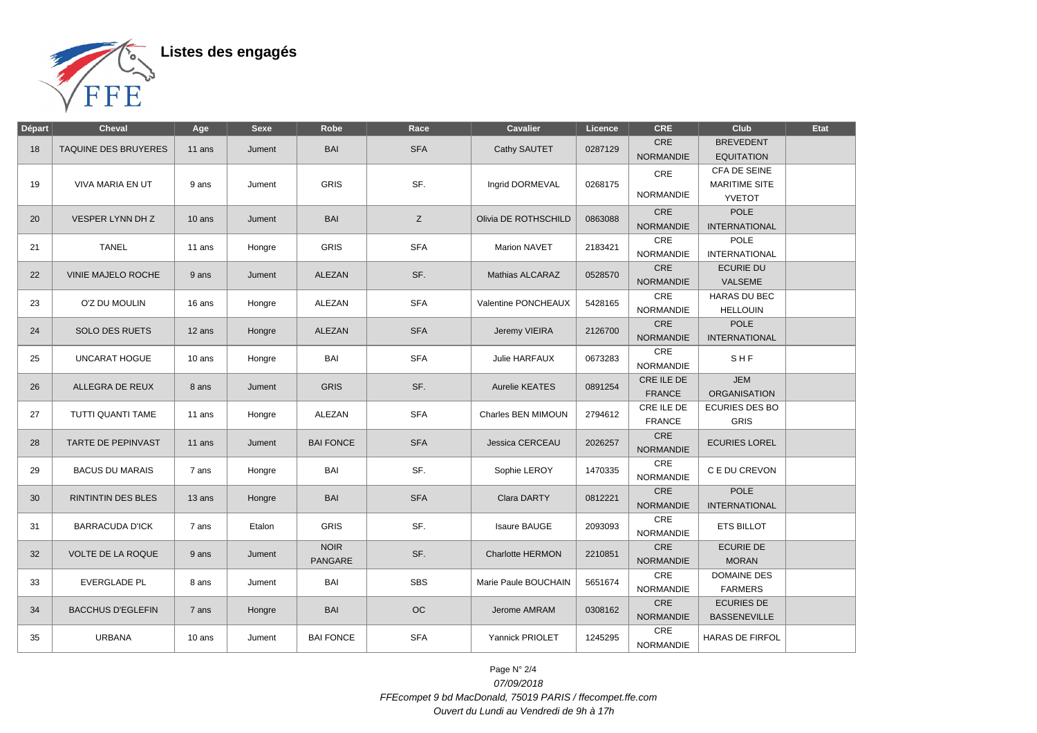## Listes des engagés

| Départ | Cheval | Age | Sexe | Robe | Race | Cavalier | Licence | CRE | Club | Etat |
|---|---|---|---|---|---|---|---|---|---|---|
| 18 | TAQUINE DES BRUYERES | 11 ans | Jument | BAI | SFA | Cathy SAUTET | 0287129 | CRE NORMANDIE | BREVEDENT EQUITATION | |
| 19 | VIVA MARIA EN UT | 9 ans | Jument | GRIS | SF. | Ingrid DORMEVAL | 0268175 | CRE NORMANDIE | CFA DE SEINE MARITIME SITE YVETOT | |
| 20 | VESPER LYNN DH Z | 10 ans | Jument | BAI | Z | Olivia DE ROTHSCHILD | 0863088 | CRE NORMANDIE | POLE INTERNATIONAL | |
| 21 | TANEL | 11 ans | Hongre | GRIS | SFA | Marion NAVET | 2183421 | CRE NORMANDIE | POLE INTERNATIONAL | |
| 22 | VINIE MAJELO ROCHE | 9 ans | Jument | ALEZAN | SF. | Mathias ALCARAZ | 0528570 | CRE NORMANDIE | ECURIE DU VALSEME | |
| 23 | O'Z DU MOULIN | 16 ans | Hongre | ALEZAN | SFA | Valentine PONCHEAUX | 5428165 | CRE NORMANDIE | HARAS DU BEC HELLOUIN | |
| 24 | SOLO DES RUETS | 12 ans | Hongre | ALEZAN | SFA | Jeremy VIEIRA | 2126700 | CRE NORMANDIE | POLE INTERNATIONAL | |
| 25 | UNCARAT HOGUE | 10 ans | Hongre | BAI | SFA | Julie HARFAUX | 0673283 | CRE NORMANDIE | S H F | |
| 26 | ALLEGRA DE REUX | 8 ans | Jument | GRIS | SF. | Aurelie KEATES | 0891254 | CRE ILE DE FRANCE | JEM ORGANISATION | |
| 27 | TUTTI QUANTI TAME | 11 ans | Hongre | ALEZAN | SFA | Charles BEN MIMOUN | 2794612 | CRE ILE DE FRANCE | ECURIES DES BO GRIS | |
| 28 | TARTE DE PEPINVAST | 11 ans | Jument | BAI FONCE | SFA | Jessica CERCEAU | 2026257 | CRE NORMANDIE | ECURIES LOREL | |
| 29 | BACUS DU MARAIS | 7 ans | Hongre | BAI | SF. | Sophie LEROY | 1470335 | CRE NORMANDIE | C E DU CREVON | |
| 30 | RINTINTIN DES BLES | 13 ans | Hongre | BAI | SFA | Clara DARTY | 0812221 | CRE NORMANDIE | POLE INTERNATIONAL | |
| 31 | BARRACUDA D'ICK | 7 ans | Etalon | GRIS | SF. | Isaure BAUGE | 2093093 | CRE NORMANDIE | ETS BILLOT | |
| 32 | VOLTE DE LA ROQUE | 9 ans | Jument | NOIR PANGARE | SF. | Charlotte HERMON | 2210851 | CRE NORMANDIE | ECURIE DE MORAN | |
| 33 | EVERGLADE PL | 8 ans | Jument | BAI | SBS | Marie Paule BOUCHAIN | 5651674 | CRE NORMANDIE | DOMAINE DES FARMERS | |
| 34 | BACCHUS D'EGLEFIN | 7 ans | Hongre | BAI | OC | Jerome AMRAM | 0308162 | CRE NORMANDIE | ECURIES DE BASSENEVILLE | |
| 35 | URBANA | 10 ans | Jument | BAI FONCE | SFA | Yannick PRIOLET | 1245295 | CRE NORMANDIE | HARAS DE FIRFOL | |

*07/09/2018*

*FFEcompet 9 bd MacDonald, 75019 PARIS / ffecompet.ffe.com*

*Ouvert du Lundi au Vendredi de 9h à 17h*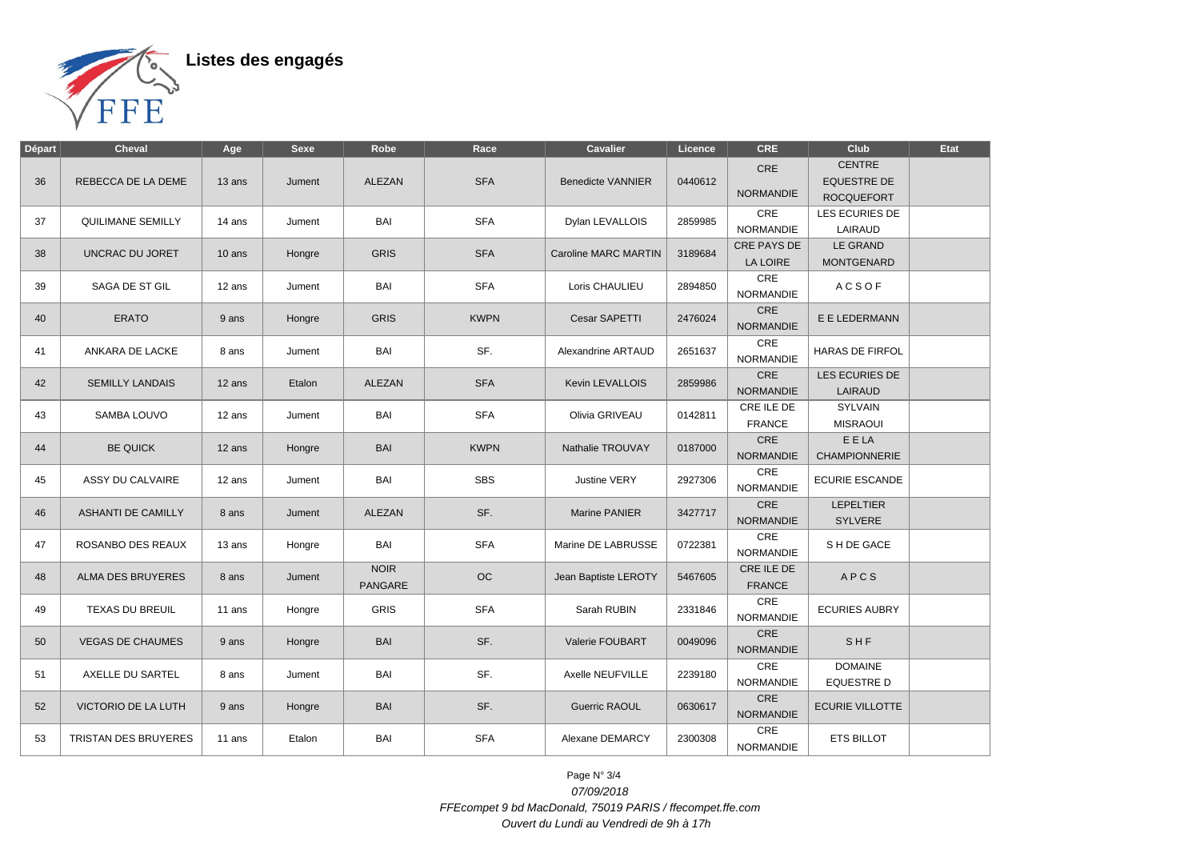# Listes des engagés

| Départ | Cheval | Age | Sexe | Robe | Race | Cavalier | Licence | CRE | Club | Etat |
|---|---|---|---|---|---|---|---|---|---|---|
| 36 | REBECCA DE LA DEME | 13 ans | Jument | ALEZAN | SFA | Benedicte VANNIER | 0440612 | CRE NORMANDIE | CENTRE EQUESTRE DE ROCQUEFORT | |
| 37 | QUILIMANE SEMILLY | 14 ans | Jument | BAI | SFA | Dylan LEVALLOIS | 2859985 | CRE NORMANDIE | LES ECURIES DE LAIRAUD | |
| 38 | UNCRAC DU JORET | 10 ans | Hongre | GRIS | SFA | Caroline MARC MARTIN | 3189684 | CRE PAYS DE LA LOIRE | LE GRAND MONTGENARD | |
| 39 | SAGA DE ST GIL | 12 ans | Jument | BAI | SFA | Loris CHAULIEU | 2894850 | CRE NORMANDIE | A C S O F | |
| 40 | ERATO | 9 ans | Hongre | GRIS | KWPN | Cesar SAPETTI | 2476024 | CRE NORMANDIE | E E LEDERMANN | |
| 41 | ANKARA DE LACKE | 8 ans | Jument | BAI | SF. | Alexandrine ARTAUD | 2651637 | CRE NORMANDIE | HARAS DE FIRFOL | |
| 42 | SEMILLY LANDAIS | 12 ans | Etalon | ALEZAN | SFA | Kevin LEVALLOIS | 2859986 | CRE NORMANDIE | LES ECURIES DE LAIRAUD | |
| 43 | SAMBA LOUVO | 12 ans | Jument | BAI | SFA | Olivia GRIVEAU | 0142811 | CRE ILE DE FRANCE | SYLVAIN MISRAOUI | |
| 44 | BE QUICK | 12 ans | Hongre | BAI | KWPN | Nathalie TROUVAY | 0187000 | CRE NORMANDIE | E E LA CHAMPIONNERIE | |
| 45 | ASSY DU CALVAIRE | 12 ans | Jument | BAI | SBS | Justine VERY | 2927306 | CRE NORMANDIE | ECURIE ESCANDE | |
| 46 | ASHANTI DE CAMILLY | 8 ans | Jument | ALEZAN | SF. | Marine PANIER | 3427717 | CRE NORMANDIE | LEPELTIER SYLVERE | |
| 47 | ROSANBO DES REAUX | 13 ans | Hongre | BAI | SFA | Marine DE LABRUSSE | 0722381 | CRE NORMANDIE | S H DE GACE | |
| 48 | ALMA DES BRUYERES | 8 ans | Jument | NOIR PANGARE | OC | Jean Baptiste LEROTY | 5467605 | CRE ILE DE FRANCE | A P C S | |
| 49 | TEXAS DU BREUIL | 11 ans | Hongre | GRIS | SFA | Sarah RUBIN | 2331846 | CRE NORMANDIE | ECURIES AUBRY | |
| 50 | VEGAS DE CHAUMES | 9 ans | Hongre | BAI | SF. | Valerie FOUBART | 0049096 | CRE NORMANDIE | S H F | |
| 51 | AXELLE DU SARTEL | 8 ans | Jument | BAI | SF. | Axelle NEUFVILLE | 2239180 | CRE NORMANDIE | DOMAINE EQUESTRE D | |
| 52 | VICTORIO DE LA LUTH | 9 ans | Hongre | BAI | SF. | Guerric RAOUL | 0630617 | CRE NORMANDIE | ECURIE VILLOTTE | |
| 53 | TRISTAN DES BRUYERES | 11 ans | Etalon | BAI | SFA | Alexane DEMARCY | 2300308 | CRE NORMANDIE | ETS BILLOT | |

*07/09/2018*

*FFEcompet 9 bd MacDonald, 75019 PARIS / ffecompet.ffe.com*

*Ouvert du Lundi au Vendredi de 9h à 17h*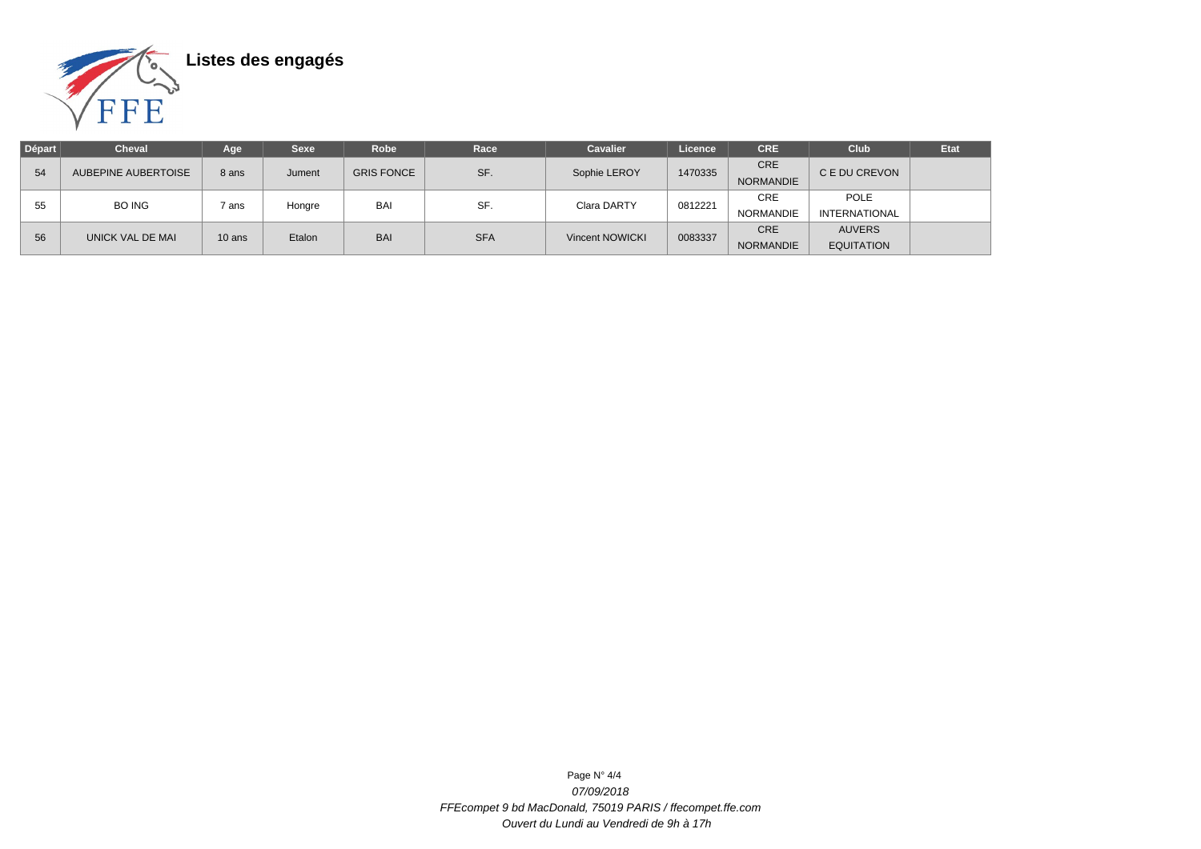# Listes des engagés

| Départ | Cheval | Age | Sexe | Robe | Race | Cavalier | Licence | CRE | Club | Etat |
|---|---|---|---|---|---|---|---|---|---|---|
| 54 | AUBEPINE AUBERTOISE | 8 ans | Jument | GRIS FONCE | SF. | Sophie LEROY | 1470335 | CRE NORMANDIE | C E DU CREVON | |
| 55 | BO ING | 7 ans | Hongre | BAI | SF. | Clara DARTY | 0812221 | CRE NORMANDIE | POLE INTERNATIONAL | |
| 56 | UNICK VAL DE MAI | 10 ans | Etalon | BAI | SFA | Vincent NOWICKI | 0083337 | CRE NORMANDIE | AUVERS EQUITATION | |

*07/09/2018*

*FFEcompet 9 bd MacDonald, 75019 PARIS / ffecompet.ffe.com*

*Ouvert du Lundi au Vendredi de 9h à 17h*